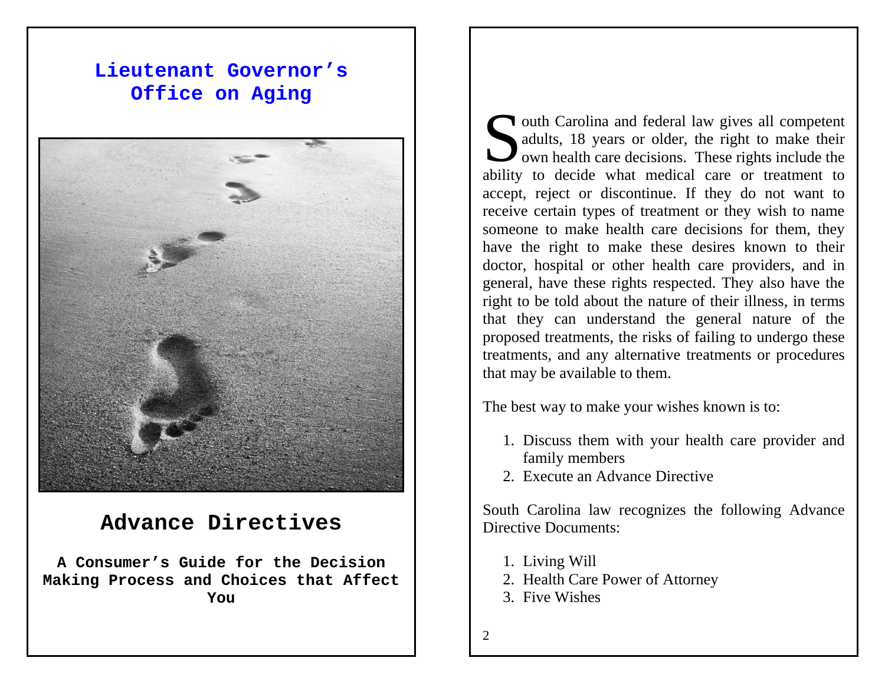# Lieutenant Governor's Office on Aging

# Advance Directives

**A Consumer's Guide for the Decision Making Process and Choices that Affect You**

South Carolina and federal law gives all competent adults, 18 years or older, the right to make their own health care decisions. These rights include the ability to decide what medical care or treatment to accept, reject or discontinue. If they do not want to receive certain types of treatment or they wish to name someone to make health care decisions for them, they have the right to make these desires known to their doctor, hospital or other health care providers, and in general, have these rights respected. They also have the right to be told about the nature of their illness, in terms that they can understand the general nature of the proposed treatments, the risks of failing to undergo these treatments, and any alternative treatments or procedures that may be available to them.

The best way to make your wishes known is to:

1. Discuss them with your health care provider and family members
2. Execute an Advance Directive

South Carolina law recognizes the following Advance Directive Documents:

1. Living Will
2. Health Care Power of Attorney
3. Five Wishes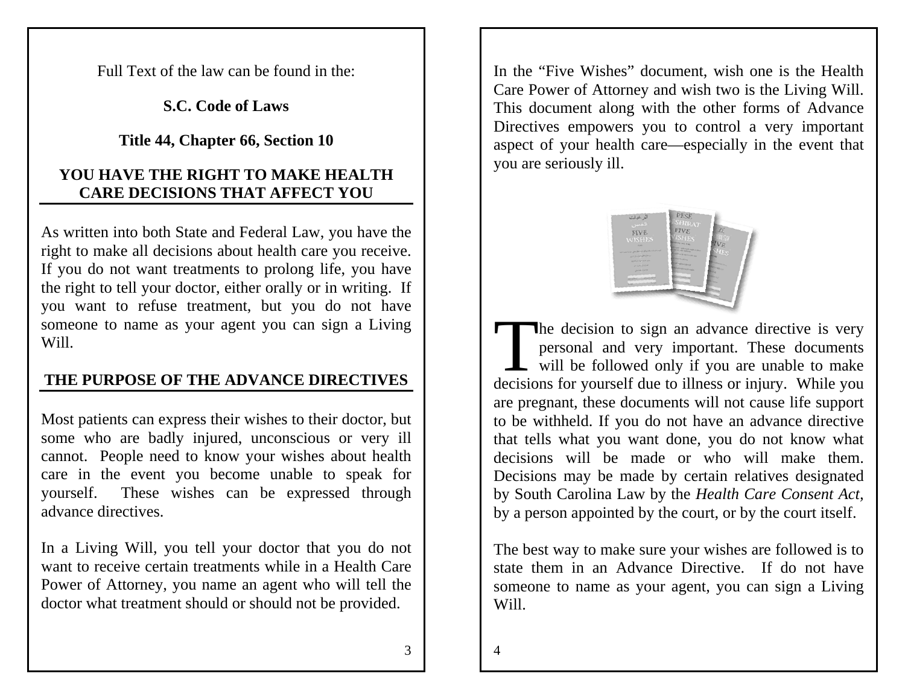Full Text of the law can be found in the:

**S.C. Code of Laws**

**Title 44, Chapter 66, Section 10**

## YOU HAVE THE RIGHT TO MAKE HEALTH CARE DECISIONS THAT AFFECT YOU

As written into both State and Federal Law, you have the right to make all decisions about health care you receive. If you do not want treatments to prolong life, you have the right to tell your doctor, either orally or in writing. If you want to refuse treatment, but you do not have someone to name as your agent you can sign a Living Will.

## THE PURPOSE OF THE ADVANCE DIRECTIVES

Most patients can express their wishes to their doctor, but some who are badly injured, unconscious or very ill cannot. People need to know your wishes about health care in the event you become unable to speak for yourself. These wishes can be expressed through advance directives.

In a Living Will, you tell your doctor that you do not want to receive certain treatments while in a Health Care Power of Attorney, you name an agent who will tell the doctor what treatment should or should not be provided.

In the "Five Wishes" document, wish one is the Health Care Power of Attorney and wish two is the Living Will. This document along with the other forms of Advance Directives empowers you to control a very important aspect of your health care—especially in the event that you are seriously ill.

The decision to sign an advance directive is very personal and very important. These documents will be followed only if you are unable to make decisions for yourself due to illness or injury. While you are pregnant, these documents will not cause life support to be withheld. If you do not have an advance directive that tells what you want done, you do not know what decisions will be made or who will make them. Decisions may be made by certain relatives designated by South Carolina Law by the *Health Care Consent Act*, by a person appointed by the court, or by the court itself.

The best way to make sure your wishes are followed is to state them in an Advance Directive. If do not have someone to name as your agent, you can sign a Living Will.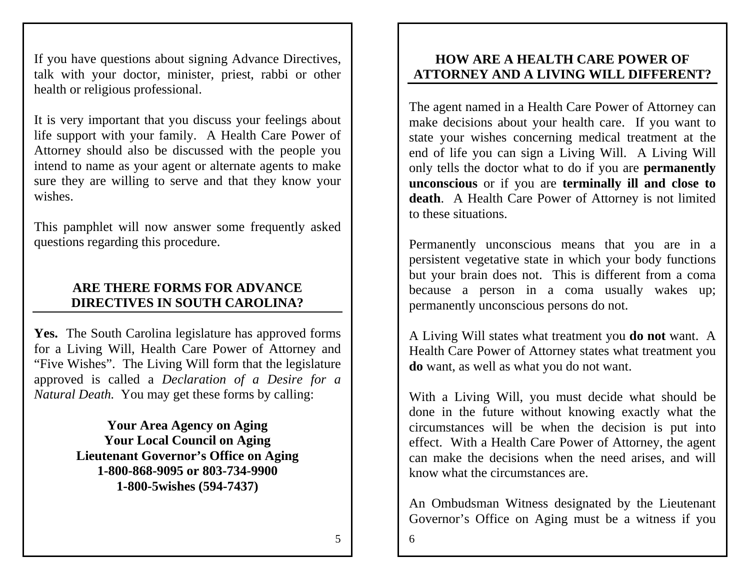If you have questions about signing Advance Directives, talk with your doctor, minister, priest, rabbi or other health or religious professional.

It is very important that you discuss your feelings about life support with your family. A Health Care Power of Attorney should also be discussed with the people you intend to name as your agent or alternate agents to make sure they are willing to serve and that they know your wishes.

This pamphlet will now answer some frequently asked questions regarding this procedure.

## ARE THERE FORMS FOR ADVANCE DIRECTIVES IN SOUTH CAROLINA?

**Yes.** The South Carolina legislature has approved forms for a Living Will, Health Care Power of Attorney and "Five Wishes". The Living Will form that the legislature approved is called a *Declaration of a Desire for a Natural Death.* You may get these forms by calling:

**Your Area Agency on Aging**
**Your Local Council on Aging**
**Lieutenant Governor's Office on Aging**
**1-800-868-9095 or 803-734-9900**
**1-800-5wishes (594-7437)**

## HOW ARE A HEALTH CARE POWER OF ATTORNEY AND A LIVING WILL DIFFERENT?

The agent named in a Health Care Power of Attorney can make decisions about your health care. If you want to state your wishes concerning medical treatment at the end of life you can sign a Living Will. A Living Will only tells the doctor what to do if you are **permanently unconscious** or if you are **terminally ill and close to death**. A Health Care Power of Attorney is not limited to these situations.

Permanently unconscious means that you are in a persistent vegetative state in which your body functions but your brain does not. This is different from a coma because a person in a coma usually wakes up; permanently unconscious persons do not.

A Living Will states what treatment you **do not** want. A Health Care Power of Attorney states what treatment you **do** want, as well as what you do not want.

With a Living Will, you must decide what should be done in the future without knowing exactly what the circumstances will be when the decision is put into effect. With a Health Care Power of Attorney, the agent can make the decisions when the need arises, and will know what the circumstances are.

An Ombudsman Witness designated by the Lieutenant Governor's Office on Aging must be a witness if you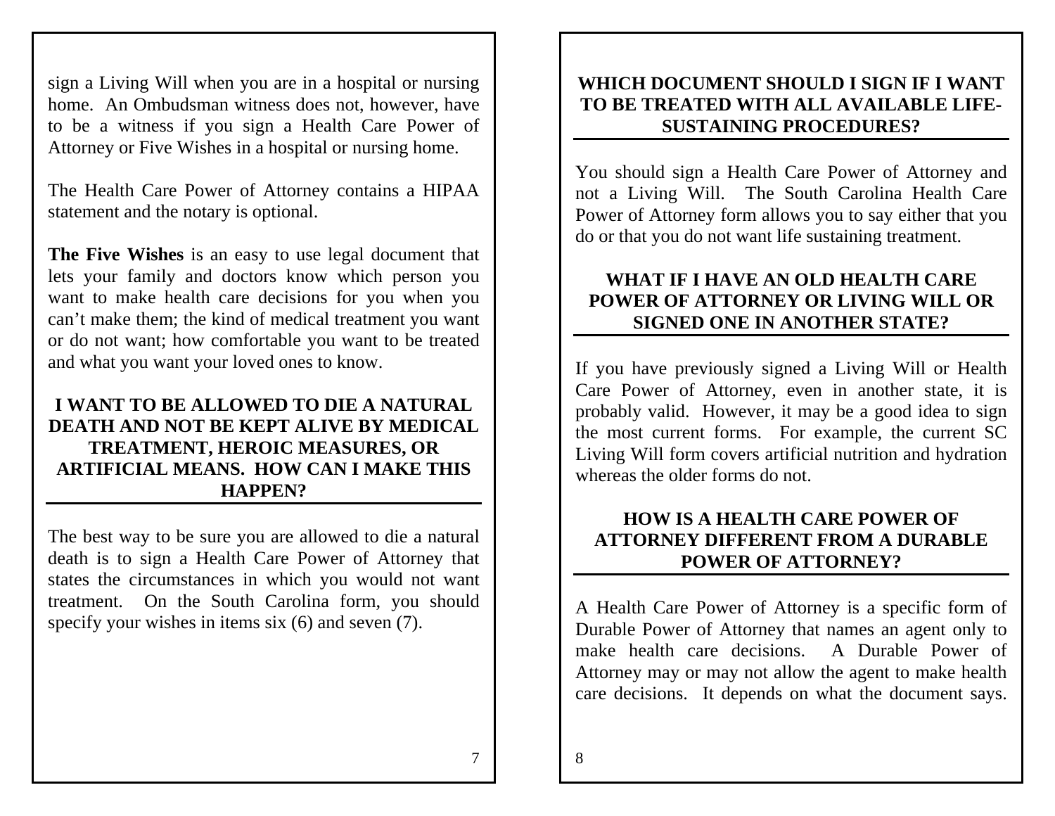sign a Living Will when you are in a hospital or nursing home. An Ombudsman witness does not, however, have to be a witness if you sign a Health Care Power of Attorney or Five Wishes in a hospital or nursing home.

The Health Care Power of Attorney contains a HIPAA statement and the notary is optional.

**The Five Wishes** is an easy to use legal document that lets your family and doctors know which person you want to make health care decisions for you when you can't make them; the kind of medical treatment you want or do not want; how comfortable you want to be treated and what you want your loved ones to know.

## I WANT TO BE ALLOWED TO DIE A NATURAL DEATH AND NOT BE KEPT ALIVE BY MEDICAL TREATMENT, HEROIC MEASURES, OR ARTIFICIAL MEANS. HOW CAN I MAKE THIS HAPPEN?

The best way to be sure you are allowed to die a natural death is to sign a Health Care Power of Attorney that states the circumstances in which you would not want treatment. On the South Carolina form, you should specify your wishes in items six (6) and seven (7).

## WHICH DOCUMENT SHOULD I SIGN IF I WANT TO BE TREATED WITH ALL AVAILABLE LIFE-SUSTAINING PROCEDURES?

You should sign a Health Care Power of Attorney and not a Living Will. The South Carolina Health Care Power of Attorney form allows you to say either that you do or that you do not want life sustaining treatment.

## WHAT IF I HAVE AN OLD HEALTH CARE POWER OF ATTORNEY OR LIVING WILL OR SIGNED ONE IN ANOTHER STATE?

If you have previously signed a Living Will or Health Care Power of Attorney, even in another state, it is probably valid. However, it may be a good idea to sign the most current forms. For example, the current SC Living Will form covers artificial nutrition and hydration whereas the older forms do not.

## HOW IS A HEALTH CARE POWER OF ATTORNEY DIFFERENT FROM A DURABLE POWER OF ATTORNEY?

A Health Care Power of Attorney is a specific form of Durable Power of Attorney that names an agent only to make health care decisions. A Durable Power of Attorney may or may not allow the agent to make health care decisions. It depends on what the document says.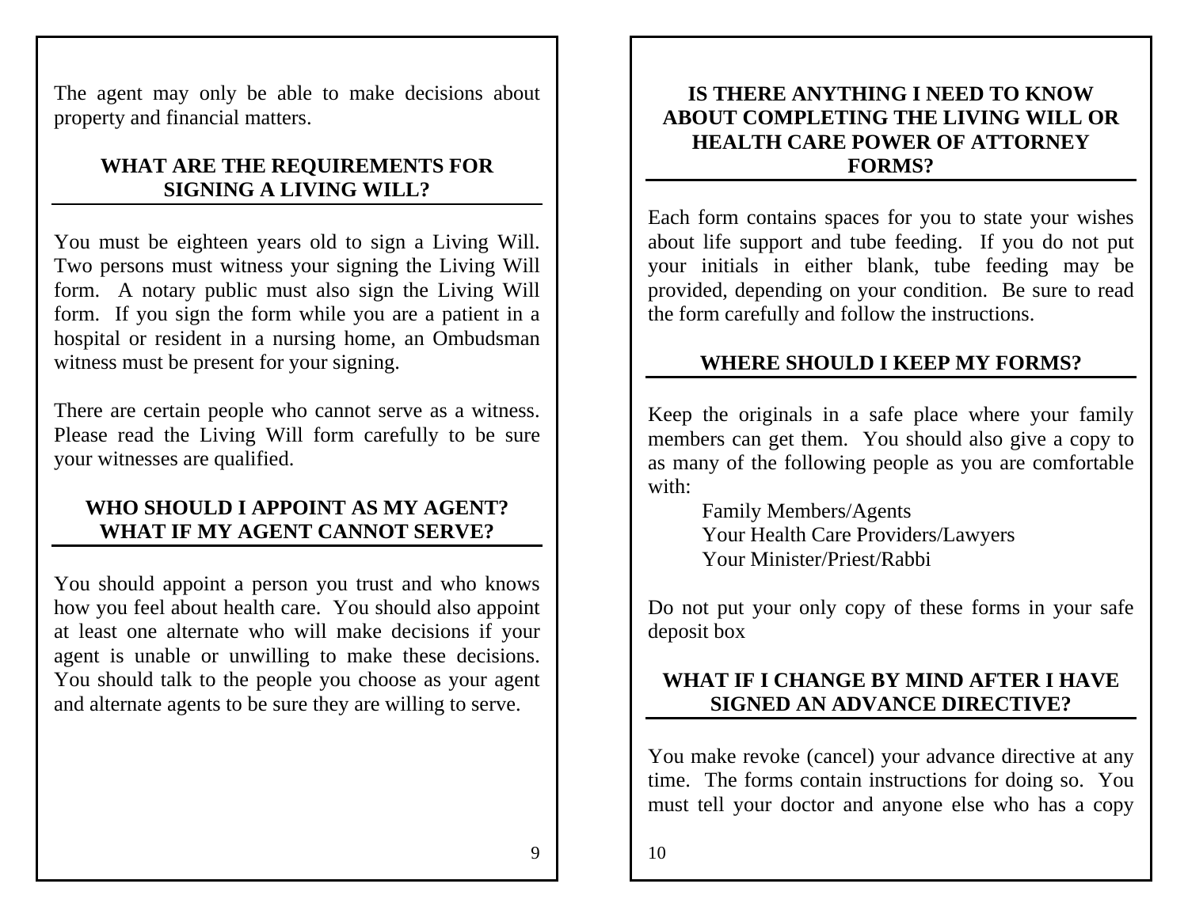The agent may only be able to make decisions about property and financial matters.

## WHAT ARE THE REQUIREMENTS FOR SIGNING A LIVING WILL?

You must be eighteen years old to sign a Living Will. Two persons must witness your signing the Living Will form. A notary public must also sign the Living Will form. If you sign the form while you are a patient in a hospital or resident in a nursing home, an Ombudsman witness must be present for your signing.

There are certain people who cannot serve as a witness. Please read the Living Will form carefully to be sure your witnesses are qualified.

## WHO SHOULD I APPOINT AS MY AGENT? WHAT IF MY AGENT CANNOT SERVE?

You should appoint a person you trust and who knows how you feel about health care. You should also appoint at least one alternate who will make decisions if your agent is unable or unwilling to make these decisions. You should talk to the people you choose as your agent and alternate agents to be sure they are willing to serve.

## IS THERE ANYTHING I NEED TO KNOW ABOUT COMPLETING THE LIVING WILL OR HEALTH CARE POWER OF ATTORNEY FORMS?

Each form contains spaces for you to state your wishes about life support and tube feeding. If you do not put your initials in either blank, tube feeding may be provided, depending on your condition. Be sure to read the form carefully and follow the instructions.

## WHERE SHOULD I KEEP MY FORMS?

Keep the originals in a safe place where your family members can get them. You should also give a copy to as many of the following people as you are comfortable with:

- Family Members/Agents
- Your Health Care Providers/Lawyers
- Your Minister/Priest/Rabbi

Do not put your only copy of these forms in your safe deposit box

## WHAT IF I CHANGE BY MIND AFTER I HAVE SIGNED AN ADVANCE DIRECTIVE?

You make revoke (cancel) your advance directive at any time. The forms contain instructions for doing so. You must tell your doctor and anyone else who has a copy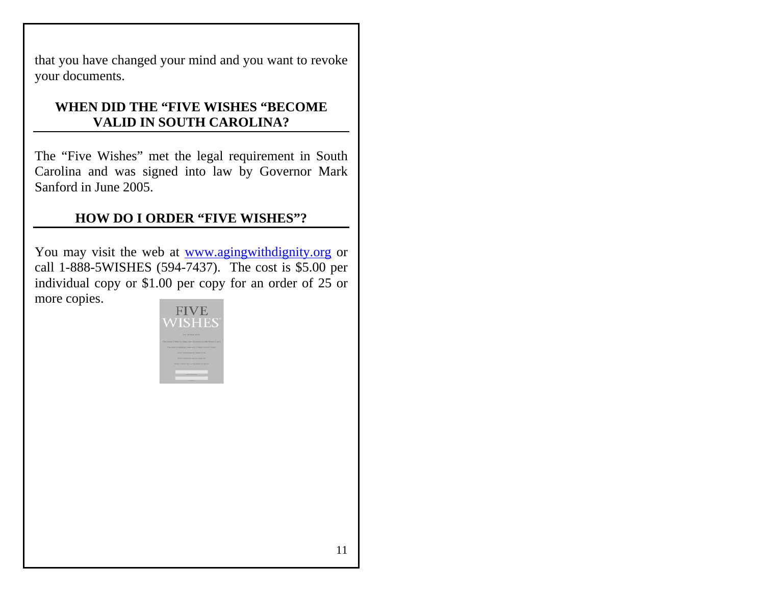that you have changed your mind and you want to revoke your documents.

## WHEN DID THE "FIVE WISHES "BECOME VALID IN SOUTH CAROLINA?

The "Five Wishes" met the legal requirement in South Carolina and was signed into law by Governor Mark Sanford in June 2005.

## HOW DO I ORDER "FIVE WISHES"?

You may visit the web at www.agingwithdignity.org or call 1-888-5WISHES (594-7437). The cost is $5.00 per individual copy or $1.00 per copy for an order of 25 or more copies.